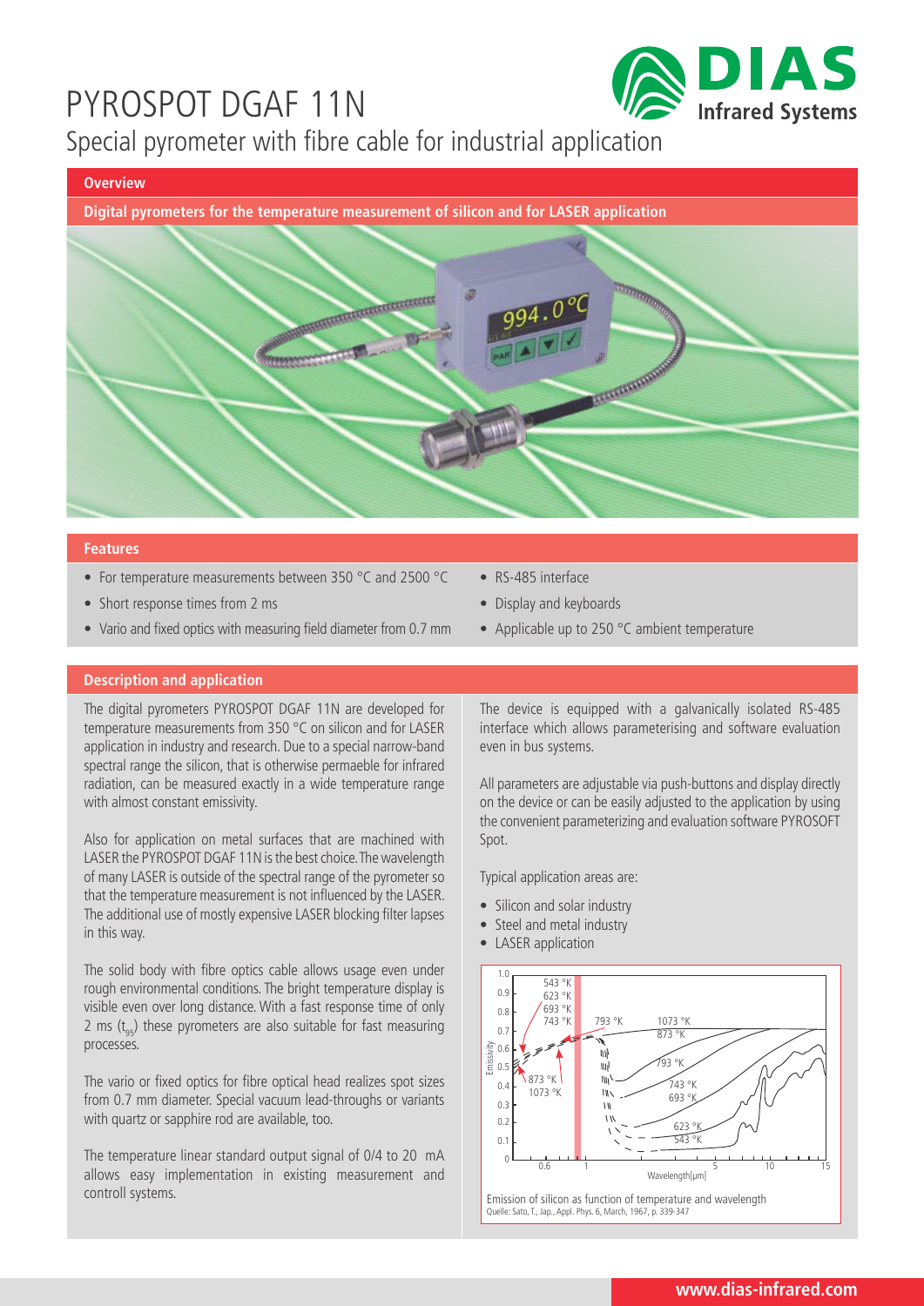# PYROSPOT DGAF 11N

Special pyrometer with fibre cable for industrial application

## Overview

**Digital pyrometers for the temperature measurement of silicon and for LASER application**

## Features

- For temperature measurements between 350 °C and 2500 °C
- Short response times from 2 ms
- Vario and fixed optics with measuring field diameter from 0.7 mm
- RS-485 interface
- Display and keyboards
- Applicable up to 250 °C ambient temperature

## Description and application

The digital pyrometers PYROSPOT DGAF 11N are developed for temperature measurements from 350 °C on silicon and for LASER application in industry and research. Due to a special narrow-band spectral range the silicon, that is otherwise permaeble for infrared radiation, can be measured exactly in a wide temperature range with almost constant emissivity.

Also for application on metal surfaces that are machined with LASER the PYROSPOT DGAF 11N is the best choice. The wavelength of many LASER is outside of the spectral range of the pyrometer so that the temperature measurement is not influenced by the LASER. The additional use of mostly expensive LASER blocking filter lapses in this way.

The solid body with fibre optics cable allows usage even under rough environmental conditions. The bright temperature display is visible even over long distance. With a fast response time of only 2 ms ($t_{95}$) these pyrometers are also suitable for fast measuring processes.

The vario or fixed optics for fibre optical head realizes spot sizes from 0.7 mm diameter. Special vacuum lead-throughs or variants with quartz or sapphire rod are available, too.

The temperature linear standard output signal of 0/4 to 20 mA allows easy implementation in existing measurement and controll systems.

The device is equipped with a galvanically isolated RS-485 interface which allows parameterising and software evaluation even in bus systems.

All parameters are adjustable via push-buttons and display directly on the device or can be easily adjusted to the application by using the convenient parameterizing and evaluation software PYROSOFT Spot.

Typical application areas are:

- Silicon and solar industry
- Steel and metal industry
- LASER application

Emissivity
1.0
0.9
0.8
0.7
0.6
0.5
0.4
0.3
0.2
0.1
0
543 °K
623 °K
693 °K
743 °K
793 °K
1073 °K
873 °K
793 °K
743 °K
693 °K
623 °K
543 °K
873 °K
1073 °K
0.6
1
5
10
15
Wavelength[µm]

Emission of silicon as function of temperature and wavelength
Quelle: Sato, T., Jap., Appl. Phys. 6, March, 1967, p. 339-347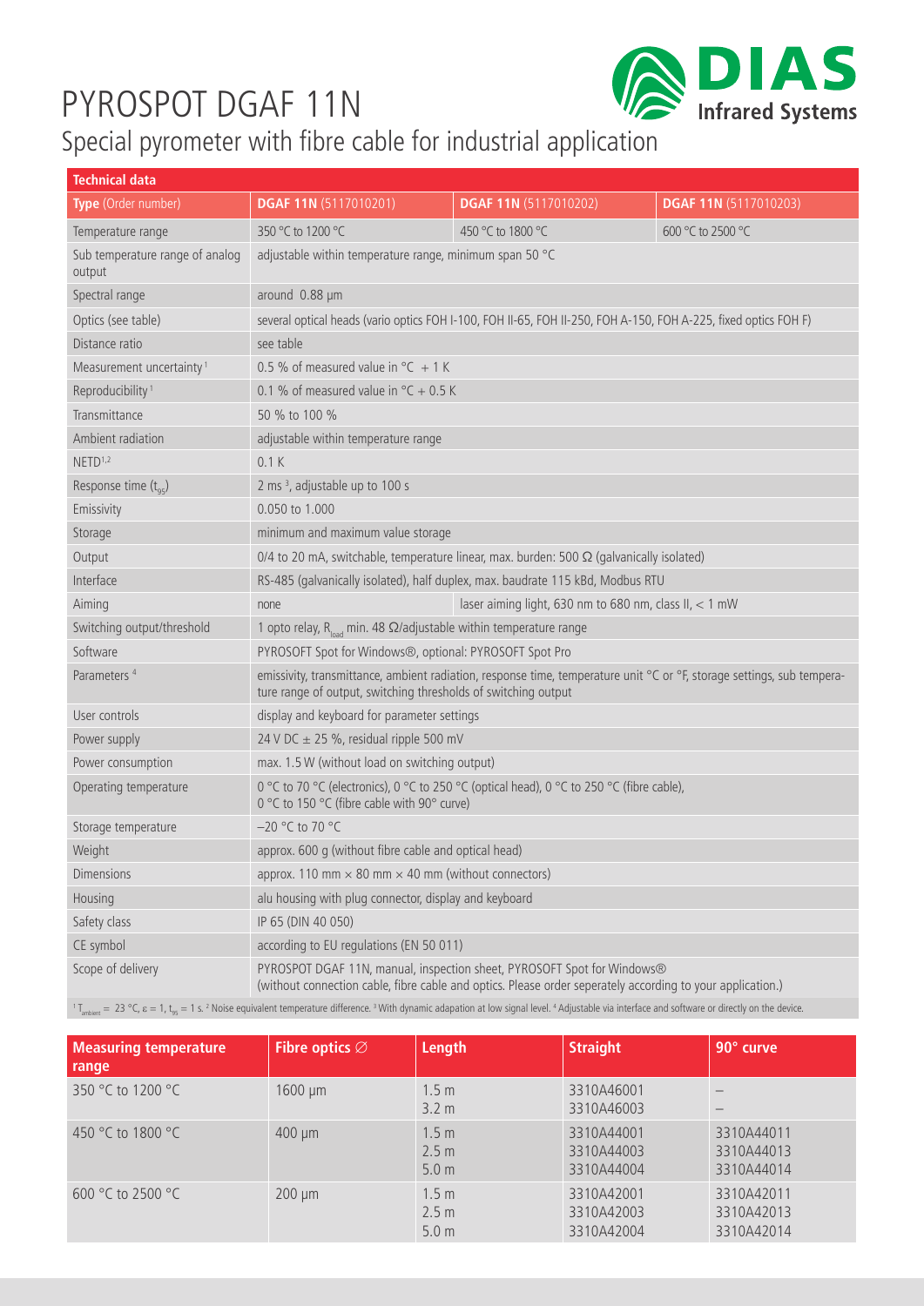# PYROSPOT DGAF 11N

## Special pyrometer with fibre cable for industrial application

| Technical data | | | |
|---|---|---|---|
| **Type** (Order number) | **DGAF 11N** (5117010201) | **DGAF 11N** (5117010202) | **DGAF 11N** (5117010203) |
| Temperature range | 350 °C to 1200 °C | 450 °C to 1800 °C | 600 °C to 2500 °C |
| Sub temperature range of analog output | adjustable within temperature range, minimum span 50 °C | | |
| Spectral range | around 0.88 µm | | |
| Optics (see table) | several optical heads (vario optics FOH I-100, FOH II-65, FOH II-250, FOH A-150, FOH A-225, fixed optics FOH F) | | |
| Distance ratio | see table | | |
| Measurement uncertainty [1] | 0.5 % of measured value in °C + 1 K | | |
| Reproducibility [1] | 0.1 % of measured value in °C + 0.5 K | | |
| Transmittance | 50 % to 100 % | | |
| Ambient radiation | adjustable within temperature range | | |
| NETD[1,2] | 0.1 K | | |
| Response time ($t_{95}$) | 2 ms [3], adjustable up to 100 s | | |
| Emissivity | 0.050 to 1.000 | | |
| Storage | minimum and maximum value storage | | |
| Output | 0/4 to 20 mA, switchable, temperature linear, max. burden: 500 Ω (galvanically isolated) | | |
| Interface | RS-485 (galvanically isolated), half duplex, max. baudrate 115 kBd, Modbus RTU | | |
| Aiming | none | laser aiming light, 630 nm to 680 nm, class II, < 1 mW | |
| Switching output/threshold | 1 opto relay, $R_{load}$ min. 48 Ω/adjustable within temperature range | | |
| Software | PYROSOFT Spot for Windows®, optional: PYROSOFT Spot Pro | | |
| Parameters [4] | emissivity, transmittance, ambient radiation, response time, temperature unit °C or °F, storage settings, sub temperature range of output, switching thresholds of switching output | | |
| User controls | display and keyboard for parameter settings | | |
| Power supply | 24 V DC ± 25 %, residual ripple 500 mV | | |
| Power consumption | max. 1.5 W (without load on switching output) | | |
| Operating temperature | 0 °C to 70 °C (electronics), 0 °C to 250 °C (optical head), 0 °C to 250 °C (fibre cable), 0 °C to 150 °C (fibre cable with 90° curve) | | |
| Storage temperature | −20 °C to 70 °C | | |
| Weight | approx. 600 g (without fibre cable and optical head) | | |
| Dimensions | approx. 110 mm × 80 mm × 40 mm (without connectors) | | |
| Housing | alu housing with plug connector, display and keyboard | | |
| Safety class | IP 65 (DIN 40 050) | | |
| CE symbol | according to EU regulations (EN 50 011) | | |
| Scope of delivery | PYROSPOT DGAF 11N, manual, inspection sheet, PYROSOFT Spot for Windows® (without connection cable, fibre cable and optics. Please order seperately according to your application.) | | |

[1] $T_{ambient}$ = 23 °C, ε = 1, $t_{95}$ = 1 s. [2] Noise equivalent temperature difference. [3] With dynamic adapation at low signal level. [4] Adjustable via interface and software or directly on the device.

| Measuring temperature range | Fibre optics ∅ | Length | Straight | 90° curve |
|---|---|---|---|---|
| 350 °C to 1200 °C | 1600 µm | 1.5 m<br>3.2 m | 3310A46001<br>3310A46003 | –<br>– |
| 450 °C to 1800 °C | 400 µm | 1.5 m<br>2.5 m<br>5.0 m | 3310A44001<br>3310A44003<br>3310A44004 | 3310A44011<br>3310A44013<br>3310A44014 |
| 600 °C to 2500 °C | 200 µm | 1.5 m<br>2.5 m<br>5.0 m | 3310A42001<br>3310A42003<br>3310A42004 | 3310A42011<br>3310A42013<br>3310A42014 |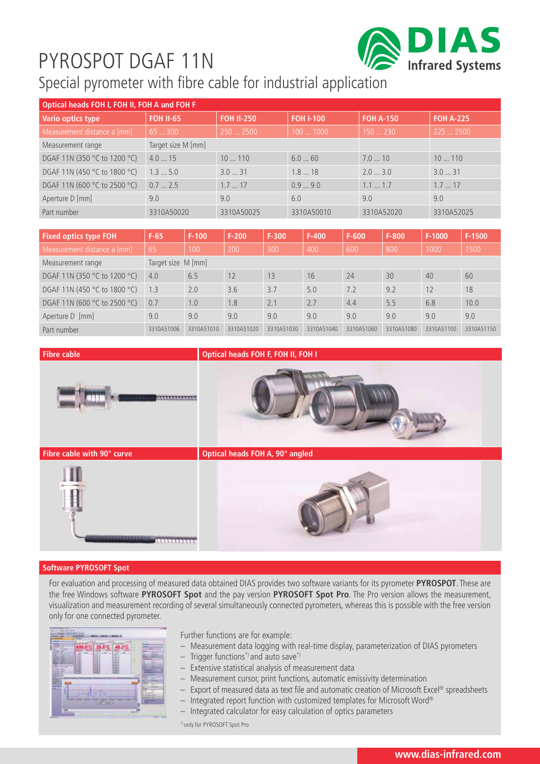# PYROSPOT DGAF 11N

## Special pyrometer with fibre cable for industrial application

| Optical heads FOH I, FOH II, FOH A und FOH F | | | | | |
|---|---|---|---|---|---|
| Vario optics type | FOH II-65 | FOH II-250 | FOH I-100 | FOH A-150 | FOH A-225 |
| Measurement distance a [mm] | 65 … 300 | 250 … 2500 | 100 … 1000 | 150 … 230 | 225 … 2500 |
| Measurement range | Target size M [mm] | | | | |
| DGAF 11N (350 °C to 1200 °C) | 4.0 … 15 | 10 … 110 | 6.0 … 60 | 7.0 … 10 | 10 … 110 |
| DGAF 11N (450 °C to 1800 °C) | 1.3 … 5.0 | 3.0 … 31 | 1.8 … 18 | 2.0 … 3.0 | 3.0 … 31 |
| DGAF 11N (600 °C to 2500 °C) | 0.7 … 2.5 | 1.7 … 17 | 0.9 … 9.0 | 1.1 … 1.7 | 1.7 … 17 |
| Aperture D [mm] | 9.0 | 9.0 | 6.0 | 9.0 | 9.0 |
| Part number | 3310A50020 | 3310A50025 | 3310A50010 | 3310A52020 | 3310A52025 |

| Fixed optics type FOH | F-65 | F-100 | F-200 | F-300 | F-400 | F-600 | F-800 | F-1000 | F-1500 |
|---|---|---|---|---|---|---|---|---|---|
| Measurement distance a [mm] | 65 | 100 | 200 | 300 | 400 | 600 | 800 | 1000 | 1500 |
| Measurement range | Target size M [mm] | | | | | | | | |
| DGAF 11N (350 °C to 1200 °C) | 4.0 | 6.5 | 12 | 13 | 16 | 24 | 30 | 40 | 60 |
| DGAF 11N (450 °C to 1800 °C) | 1.3 | 2.0 | 3.6 | 3.7 | 5.0 | 7.2 | 9.2 | 12 | 18 |
| DGAF 11N (600 °C to 2500 °C) | 0.7 | 1.0 | 1.8 | 2.1 | 2.7 | 4.4 | 5.5 | 6.8 | 10.0 |
| Aperture D [mm] | 9.0 | 9.0 | 9.0 | 9.0 | 9.0 | 9.0 | 9.0 | 9.0 | 9.0 |
| Part number | 3310A51006 | 3310A51010 | 3310A51020 | 3310A51030 | 3310A51040 | 3310A51060 | 3310A51080 | 3310A51100 | 3310A51150 |

**Fibre cable**

**Optical heads FOH F, FOH II, FOH I**

**Fibre cable with 90° curve**

**Optical heads FOH A, 90° angled**

### Software PYROSOFT Spot

For evaluation and processing of measured data obtained DIAS provides two software variants for its pyrometer **PYROSPOT**. These are the free Windows software **PYROSOFT Spot** and the pay version **PYROSOFT Spot Pro**. The Pro version allows the measurement, visualization and measurement recording of several simultaneously connected pyrometers, whereas this is possible with the free version only for one connected pyrometer.

Further functions are for example:

- Measurement data logging with real-time display, parameterization of DIAS pyrometers
- Trigger functions*) and auto save*)
- Extensive statistical analysis of measurement data
- Measurement cursor, print functions, automatic emissivity determination
- Export of measured data as text file and automatic creation of Microsoft Excel® spreadsheets
- Integrated report function with customized templates for Microsoft Word®
- Integrated calculator for easy calculation of optics parameters

*) only for PYROSOFT Spot Pro

**www.dias-infrared.com**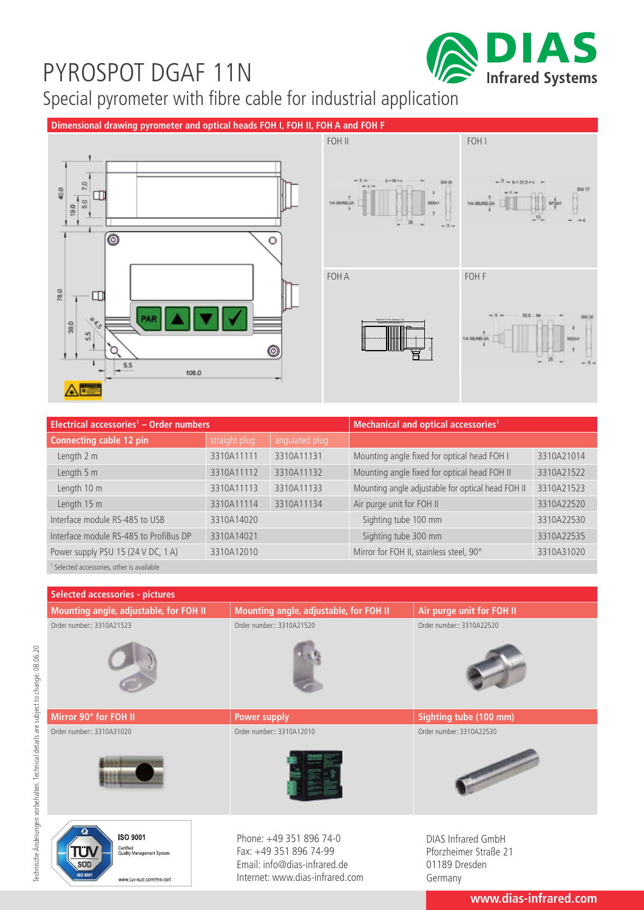# PYROSPOT DGAF 11N

## Special pyrometer with fibre cable for industrial application

**Dimensional drawing pyrometer and optical heads FOH I, FOH II, FOH A and FOH F**

40.0
7.0
5.0
19.0
78.0
39.0
5.5
4.5
5.5
108.0
PAR

FOH II

FOH I

FOH A

FOH F

| Electrical accessories[1] – Order numbers | | | Mechanical and optical accessories[1] | |
|---|---|---|---|---|
| **Connecting cable 12 pin** | straight plug | angulated plug | | |
| Length 2 m | 3310A11111 | 3310A11131 | Mounting angle fixed for optical head FOH I | 3310A21014 |
| Length 5 m | 3310A11112 | 3310A11132 | Mounting angle fixed for optical head FOH II | 3310A21522 |
| Length 10 m | 3310A11113 | 3310A11133 | Mounting angle adjustable for optical head FOH II | 3310A21523 |
| Length 15 m | 3310A11114 | 3310A11134 | Air purge unit for FOH II | 3310A22520 |
| Interface module RS-485 to USB | 3310A14020 | | Sighting tube 100 mm | 3310A22530 |
| Interface module RS-485 to ProfiBus DP | 3310A14021 | | Sighting tube 300 mm | 3310A22535 |
| Power supply PSU 15 (24 V DC, 1 A) | 3310A12010 | | Mirror for FOH II, stainless steel, 90° | 3310A31020 |

[1] Selected accessories, other is available

**Selected accessories - pictures**

| Mounting angle, adjustable, for FOH II | Mounting angle, adjustable, for FOH II | Air purge unit for FOH II |
|---|---|---|
| Order number:: 3310A21523 | Order number:: 3310A21520 | Order number:: 3310A22520 |

| Mirror 90° for FOH II | Power supply | Sighting tube (100 mm) |
|---|---|---|
| Order number:: 3310A31020 | Order number:: 3310A12010 | Order number: 3310A22530 |

ISO 9001
Certified Quality Management System
www.tuv-sud.com/ms-cert

Phone: +49 351 896 74-0
Fax: +49 351 896 74-99
Email: info@dias-infrared.de
Internet: www.dias-infrared.com

DIAS Infrared GmbH
Pforzheimer Straße 21
01189 Dresden
Germany

Technische Änderungen vorbehalten. Technical details are subject to change. 08.06.20

www.dias-infrared.com